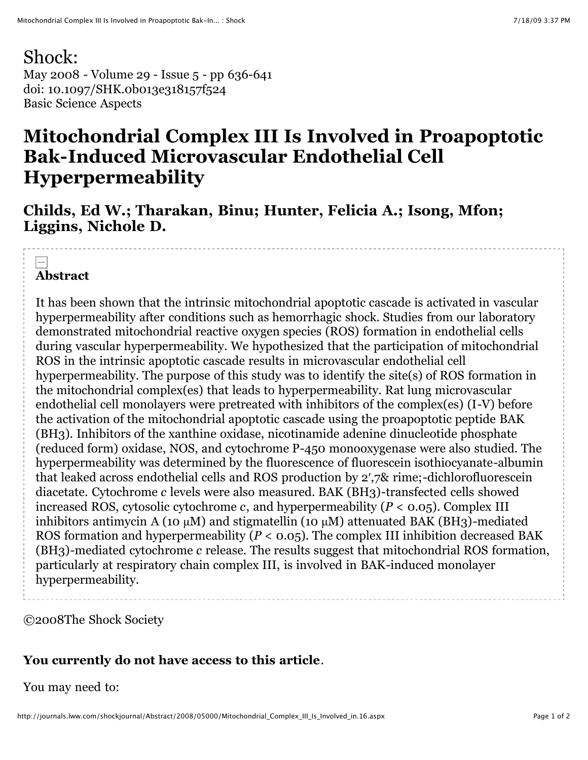Shock:
May 2008 - Volume 29 - Issue 5 - pp 636-641
doi: 10.1097/SHK.0b013e318157f524
Basic Science Aspects

# Mitochondrial Complex III Is Involved in Proapoptotic Bak-Induced Microvascular Endothelial Cell Hyperpermeability

## Childs, Ed W.; Tharakan, Binu; Hunter, Felicia A.; Isong, Mfon; Liggins, Nichole D.

**Abstract**

It has been shown that the intrinsic mitochondrial apoptotic cascade is activated in vascular hyperpermeability after conditions such as hemorrhagic shock. Studies from our laboratory demonstrated mitochondrial reactive oxygen species (ROS) formation in endothelial cells during vascular hyperpermeability. We hypothesized that the participation of mitochondrial ROS in the intrinsic apoptotic cascade results in microvascular endothelial cell hyperpermeability. The purpose of this study was to identify the site(s) of ROS formation in the mitochondrial complex(es) that leads to hyperpermeability. Rat lung microvascular endothelial cell monolayers were pretreated with inhibitors of the complex(es) (I-V) before the activation of the mitochondrial apoptotic cascade using the proapoptotic peptide BAK (BH3). Inhibitors of the xanthine oxidase, nicotinamide adenine dinucleotide phosphate (reduced form) oxidase, NOS, and cytochrome P-450 monooxygenase were also studied. The hyperpermeability was determined by the fluorescence of fluorescein isothiocyanate-albumin that leaked across endothelial cells and ROS production by 2′,7& rime;-dichlorofluorescein diacetate. Cytochrome *c* levels were also measured. BAK (BH3)-transfected cells showed increased ROS, cytosolic cytochrome *c*, and hyperpermeability ($P < 0.05$). Complex III inhibitors antimycin A (10 μM) and stigmatellin (10 μM) attenuated BAK (BH3)-mediated ROS formation and hyperpermeability ($P < 0.05$). The complex III inhibition decreased BAK (BH3)-mediated cytochrome *c* release. The results suggest that mitochondrial ROS formation, particularly at respiratory chain complex III, is involved in BAK-induced monolayer hyperpermeability.

©2008The Shock Society

**You currently do not have access to this article**.

You may need to: